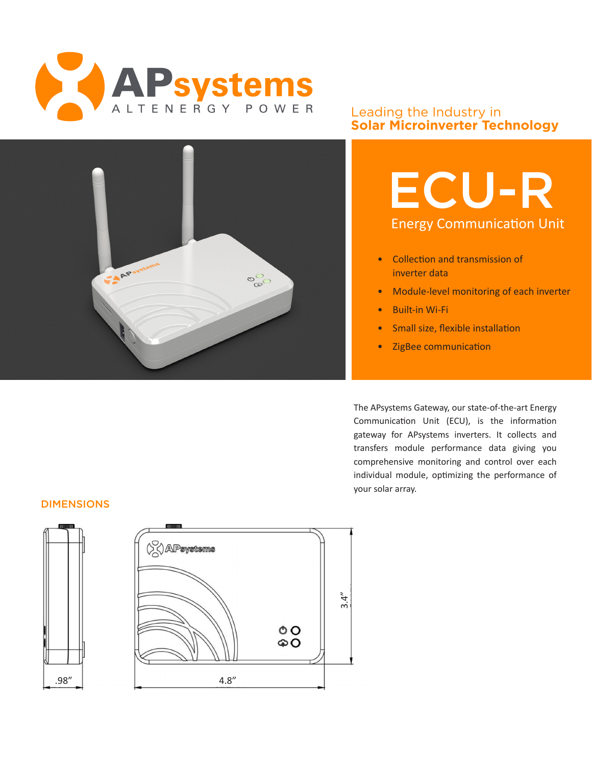# APsystems

ALTENERGY POWER

Leading the Industry in
**Solar Microinverter Technology**

# ECU-R

## Energy Communication Unit

- Collection and transmission of inverter data
- Module-level monitoring of each inverter
- Built-in Wi-Fi
- Small size, flexible installation
- ZigBee communication

The APsystems Gateway, our state-of-the-art Energy Communication Unit (ECU), is the information gateway for APsystems inverters. It collects and transfers module performance data giving you comprehensive monitoring and control over each individual module, optimizing the performance of your solar array.

## DIMENSIONS

.98”

4.8”

3.4”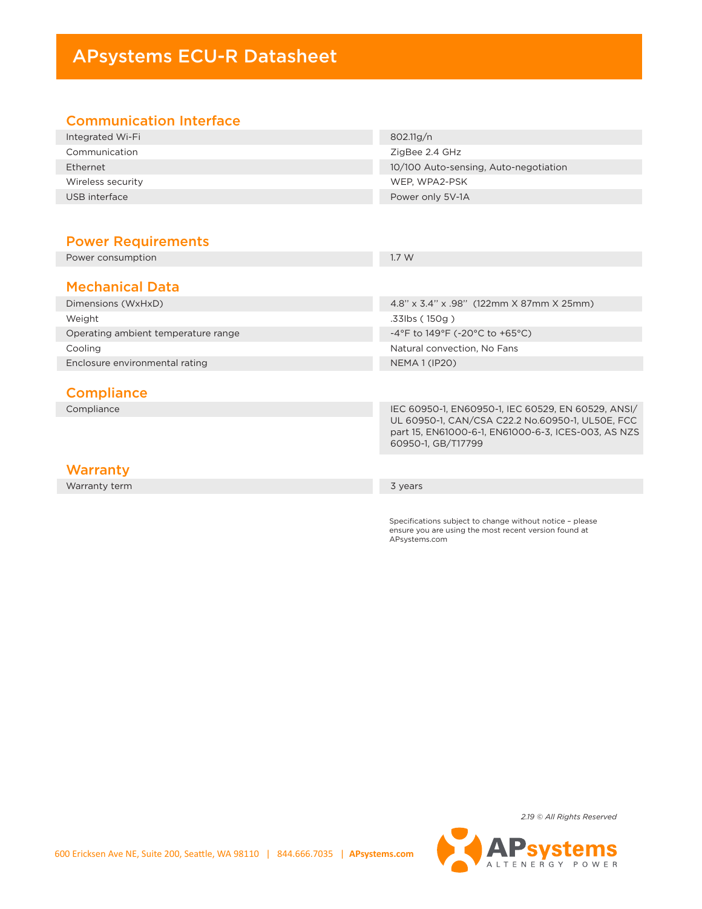# APsystems ECU-R Datasheet

## Communication Interface

| | |
|---|---|
| Integrated Wi-Fi | 802.11g/n |
| Communication | ZigBee 2.4 GHz |
| Ethernet | 10/100 Auto-sensing, Auto-negotiation |
| Wireless security | WEP, WPA2-PSK |
| USB interface | Power only 5V-1A |

## Power Requirements

| | |
|---|---|
| Power consumption | 1.7 W |

## Mechanical Data

| | |
|---|---|
| Dimensions (WxHxD) | 4.8'' x 3.4'' x .98'' (122mm X 87mm X 25mm) |
| Weight | .33lbs ( 150g ) |
| Operating ambient temperature range | -4°F to 149°F (-20°C to +65°C) |
| Cooling | Natural convection, No Fans |
| Enclosure environmental rating | NEMA 1 (IP20) |

## Compliance

| | |
|---|---|
| Compliance | IEC 60950-1, EN60950-1, IEC 60529, EN 60529, ANSI/UL 60950-1, CAN/CSA C22.2 No.60950-1, UL50E, FCC part 15, EN61000-6-1, EN61000-6-3, ICES-003, AS NZS 60950-1, GB/T17799 |

## Warranty

| | |
|---|---|
| Warranty term | 3 years |

Specifications subject to change without notice – please ensure you are using the most recent version found at APsystems.com

*2.19 © All Rights Reserved*

600 Ericksen Ave NE, Suite 200, Seattle, WA 98110 | 844.666.7035 | **APsystems.com**

APsystems ALTENERGY POWER